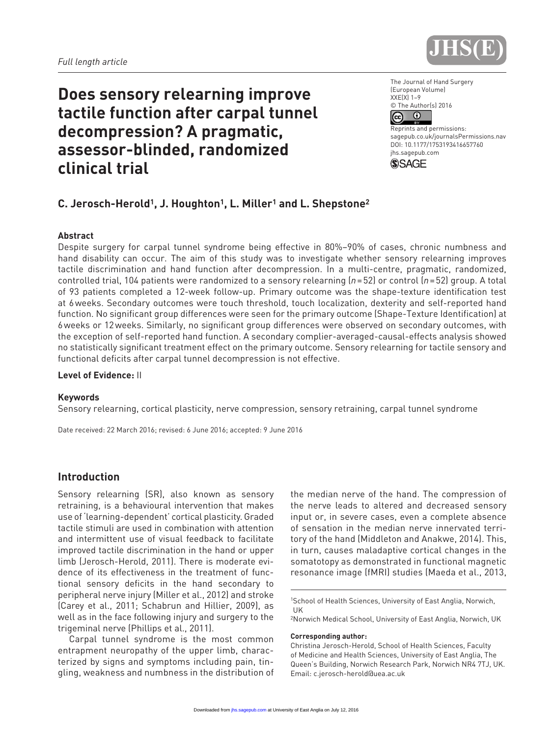Full length article

# Does sensory relearning improve tactile function after carpal tunnel decompression? A pragmatic, assessor-blinded, randomized clinical trial

**C. Jerosch-Herold[1], J. Houghton[1], L. Miller[1] and L. Shepstone[2]**

## Abstract

Despite surgery for carpal tunnel syndrome being effective in 80%–90% of cases, chronic numbness and hand disability can occur. The aim of this study was to investigate whether sensory relearning improves tactile discrimination and hand function after decompression. In a multi-centre, pragmatic, randomized, controlled trial, 104 patients were randomized to a sensory relearning ($n = 52$) or control ($n = 52$) group. A total of 93 patients completed a 12-week follow-up. Primary outcome was the shape-texture identification test at 6 weeks. Secondary outcomes were touch threshold, touch localization, dexterity and self-reported hand function. No significant group differences were seen for the primary outcome (Shape-Texture Identification) at 6 weeks or 12 weeks. Similarly, no significant group differences were observed on secondary outcomes, with the exception of self-reported hand function. A secondary complier-averaged-causal-effects analysis showed no statistically significant treatment effect on the primary outcome. Sensory relearning for tactile sensory and functional deficits after carpal tunnel decompression is not effective.

**Level of Evidence:** II

## Keywords

Sensory relearning, cortical plasticity, nerve compression, sensory retraining, carpal tunnel syndrome

Date received: 22 March 2016; revised: 6 June 2016; accepted: 9 June 2016

## Introduction

Sensory relearning (SR), also known as sensory retraining, is a behavioural intervention that makes use of 'learning-dependent' cortical plasticity. Graded tactile stimuli are used in combination with attention and intermittent use of visual feedback to facilitate improved tactile discrimination in the hand or upper limb (Jerosch-Herold, 2011). There is moderate evidence of its effectiveness in the treatment of functional sensory deficits in the hand secondary to peripheral nerve injury (Miller et al., 2012) and stroke (Carey et al., 2011; Schabrun and Hillier, 2009), as well as in the face following injury and surgery to the trigeminal nerve (Phillips et al., 2011).

Carpal tunnel syndrome is the most common entrapment neuropathy of the upper limb, characterized by signs and symptoms including pain, tingling, weakness and numbness in the distribution of the median nerve of the hand. The compression of the nerve leads to altered and decreased sensory input or, in severe cases, even a complete absence of sensation in the median nerve innervated territory of the hand (Middleton and Anakwe, 2014). This, in turn, causes maladaptive cortical changes in the somatotopy as demonstrated in functional magnetic resonance image (fMRI) studies (Maeda et al., 2013,

[1]School of Health Sciences, University of East Anglia, Norwich, UK

[2]Norwich Medical School, University of East Anglia, Norwich, UK

**Corresponding author:**

Christina Jerosch-Herold, School of Health Sciences, Faculty of Medicine and Health Sciences, University of East Anglia, The Queen's Building, Norwich Research Park, Norwich NR4 7TJ, UK.
Email: c.jerosch-herold@uea.ac.uk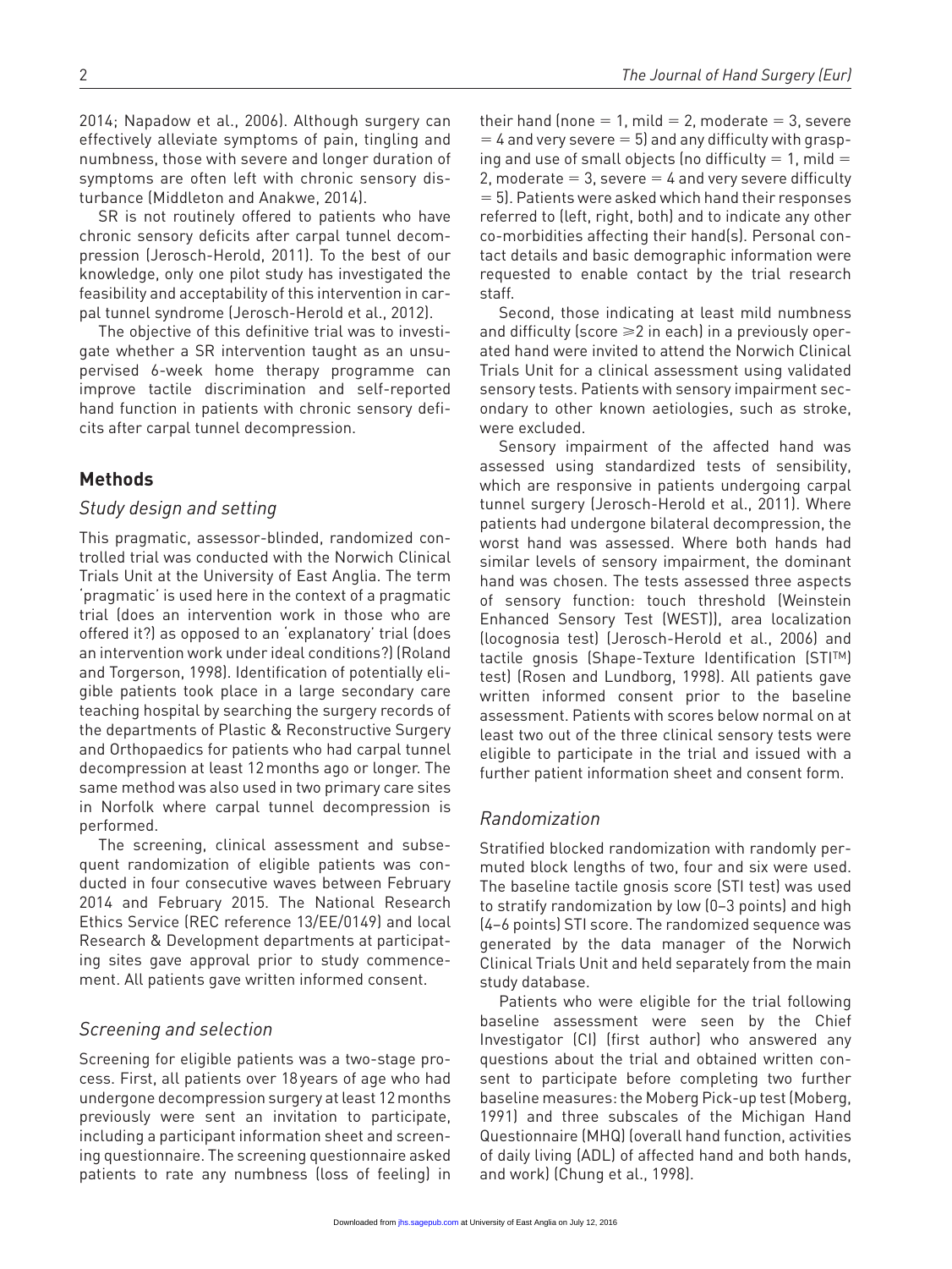2014; Napadow et al., 2006). Although surgery can effectively alleviate symptoms of pain, tingling and numbness, those with severe and longer duration of symptoms are often left with chronic sensory disturbance (Middleton and Anakwe, 2014).

SR is not routinely offered to patients who have chronic sensory deficits after carpal tunnel decompression (Jerosch-Herold, 2011). To the best of our knowledge, only one pilot study has investigated the feasibility and acceptability of this intervention in carpal tunnel syndrome (Jerosch-Herold et al., 2012).

The objective of this definitive trial was to investigate whether a SR intervention taught as an unsupervised 6-week home therapy programme can improve tactile discrimination and self-reported hand function in patients with chronic sensory deficits after carpal tunnel decompression.

## Methods

### Study design and setting

This pragmatic, assessor-blinded, randomized controlled trial was conducted with the Norwich Clinical Trials Unit at the University of East Anglia. The term 'pragmatic' is used here in the context of a pragmatic trial (does an intervention work in those who are offered it?) as opposed to an 'explanatory' trial (does an intervention work under ideal conditions?) (Roland and Torgerson, 1998). Identification of potentially eligible patients took place in a large secondary care teaching hospital by searching the surgery records of the departments of Plastic & Reconstructive Surgery and Orthopaedics for patients who had carpal tunnel decompression at least 12 months ago or longer. The same method was also used in two primary care sites in Norfolk where carpal tunnel decompression is performed.

The screening, clinical assessment and subsequent randomization of eligible patients was conducted in four consecutive waves between February 2014 and February 2015. The National Research Ethics Service (REC reference 13/EE/0149) and local Research & Development departments at participating sites gave approval prior to study commencement. All patients gave written informed consent.

### Screening and selection

Screening for eligible patients was a two-stage process. First, all patients over 18 years of age who had undergone decompression surgery at least 12 months previously were sent an invitation to participate, including a participant information sheet and screening questionnaire. The screening questionnaire asked patients to rate any numbness (loss of feeling) in their hand (none = 1, mild = 2, moderate = 3, severe = 4 and very severe = 5) and any difficulty with grasping and use of small objects (no difficulty = 1, mild = 2, moderate = 3, severe = 4 and very severe difficulty = 5). Patients were asked which hand their responses referred to (left, right, both) and to indicate any other co-morbidities affecting their hand(s). Personal contact details and basic demographic information were requested to enable contact by the trial research staff.

Second, those indicating at least mild numbness and difficulty (score $\geqslant 2$ in each) in a previously operated hand were invited to attend the Norwich Clinical Trials Unit for a clinical assessment using validated sensory tests. Patients with sensory impairment secondary to other known aetiologies, such as stroke, were excluded.

Sensory impairment of the affected hand was assessed using standardized tests of sensibility, which are responsive in patients undergoing carpal tunnel surgery (Jerosch-Herold et al., 2011). Where patients had undergone bilateral decompression, the worst hand was assessed. Where both hands had similar levels of sensory impairment, the dominant hand was chosen. The tests assessed three aspects of sensory function: touch threshold (Weinstein Enhanced Sensory Test (WEST)), area localization (locognosia test) (Jerosch-Herold et al., 2006) and tactile gnosis (Shape-Texture Identification (STI™) test) (Rosen and Lundborg, 1998). All patients gave written informed consent prior to the baseline assessment. Patients with scores below normal on at least two out of the three clinical sensory tests were eligible to participate in the trial and issued with a further patient information sheet and consent form.

### Randomization

Stratified blocked randomization with randomly permuted block lengths of two, four and six were used. The baseline tactile gnosis score (STI test) was used to stratify randomization by low (0–3 points) and high (4–6 points) STI score. The randomized sequence was generated by the data manager of the Norwich Clinical Trials Unit and held separately from the main study database.

Patients who were eligible for the trial following baseline assessment were seen by the Chief Investigator (CI) (first author) who answered any questions about the trial and obtained written consent to participate before completing two further baseline measures: the Moberg Pick-up test (Moberg, 1991) and three subscales of the Michigan Hand Questionnaire (MHQ) (overall hand function, activities of daily living (ADL) of affected hand and both hands, and work) (Chung et al., 1998).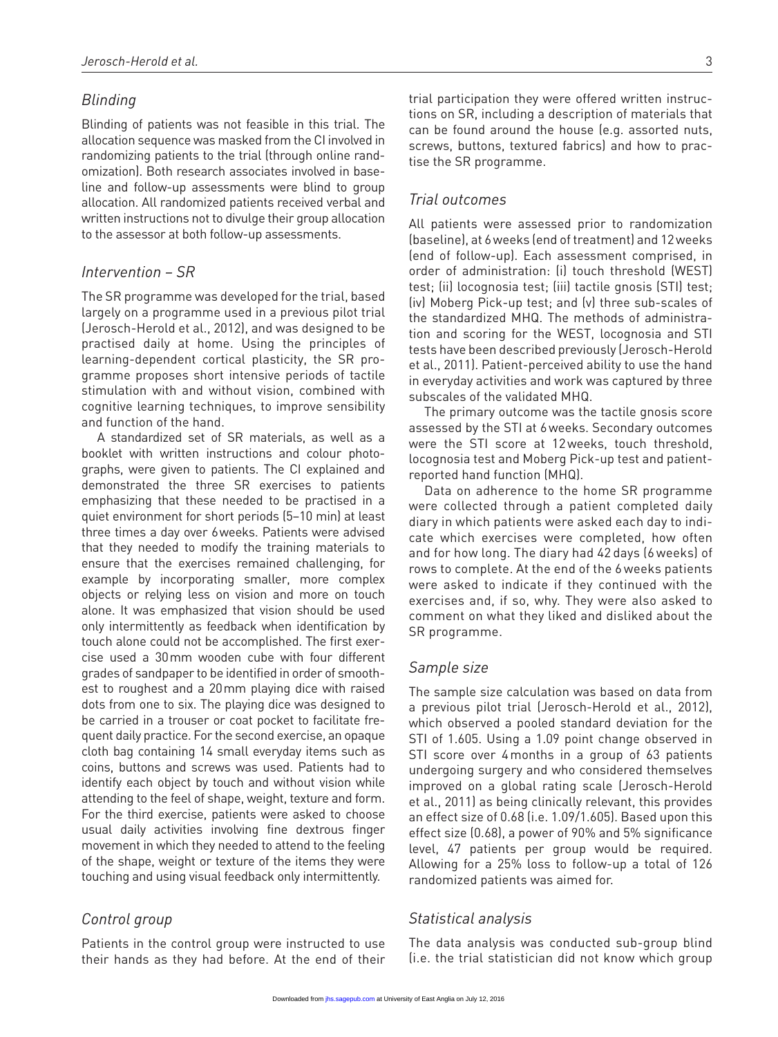## Blinding

Blinding of patients was not feasible in this trial. The allocation sequence was masked from the CI involved in randomizing patients to the trial (through online randomization). Both research associates involved in baseline and follow-up assessments were blind to group allocation. All randomized patients received verbal and written instructions not to divulge their group allocation to the assessor at both follow-up assessments.

## Intervention – SR

The SR programme was developed for the trial, based largely on a programme used in a previous pilot trial (Jerosch-Herold et al., 2012), and was designed to be practised daily at home. Using the principles of learning-dependent cortical plasticity, the SR programme proposes short intensive periods of tactile stimulation with and without vision, combined with cognitive learning techniques, to improve sensibility and function of the hand.

A standardized set of SR materials, as well as a booklet with written instructions and colour photographs, were given to patients. The CI explained and demonstrated the three SR exercises to patients emphasizing that these needed to be practised in a quiet environment for short periods (5–10 min) at least three times a day over 6 weeks. Patients were advised that they needed to modify the training materials to ensure that the exercises remained challenging, for example by incorporating smaller, more complex objects or relying less on vision and more on touch alone. It was emphasized that vision should be used only intermittently as feedback when identification by touch alone could not be accomplished. The first exercise used a 30 mm wooden cube with four different grades of sandpaper to be identified in order of smoothest to roughest and a 20 mm playing dice with raised dots from one to six. The playing dice was designed to be carried in a trouser or coat pocket to facilitate frequent daily practice. For the second exercise, an opaque cloth bag containing 14 small everyday items such as coins, buttons and screws was used. Patients had to identify each object by touch and without vision while attending to the feel of shape, weight, texture and form. For the third exercise, patients were asked to choose usual daily activities involving fine dextrous finger movement in which they needed to attend to the feeling of the shape, weight or texture of the items they were touching and using visual feedback only intermittently.

## Control group

Patients in the control group were instructed to use their hands as they had before. At the end of their trial participation they were offered written instructions on SR, including a description of materials that can be found around the house (e.g. assorted nuts, screws, buttons, textured fabrics) and how to practise the SR programme.

## Trial outcomes

All patients were assessed prior to randomization (baseline), at 6 weeks (end of treatment) and 12 weeks (end of follow-up). Each assessment comprised, in order of administration: (i) touch threshold (WEST) test; (ii) locognosia test; (iii) tactile gnosis (STI) test; (iv) Moberg Pick-up test; and (v) three sub-scales of the standardized MHQ. The methods of administration and scoring for the WEST, locognosia and STI tests have been described previously (Jerosch-Herold et al., 2011). Patient-perceived ability to use the hand in everyday activities and work was captured by three subscales of the validated MHQ.

The primary outcome was the tactile gnosis score assessed by the STI at 6 weeks. Secondary outcomes were the STI score at 12 weeks, touch threshold, locognosia test and Moberg Pick-up test and patient-reported hand function (MHQ).

Data on adherence to the home SR programme were collected through a patient completed daily diary in which patients were asked each day to indicate which exercises were completed, how often and for how long. The diary had 42 days (6 weeks) of rows to complete. At the end of the 6 weeks patients were asked to indicate if they continued with the exercises and, if so, why. They were also asked to comment on what they liked and disliked about the SR programme.

## Sample size

The sample size calculation was based on data from a previous pilot trial (Jerosch-Herold et al., 2012), which observed a pooled standard deviation for the STI of 1.605. Using a 1.09 point change observed in STI score over 4 months in a group of 63 patients undergoing surgery and who considered themselves improved on a global rating scale (Jerosch-Herold et al., 2011) as being clinically relevant, this provides an effect size of 0.68 (i.e. 1.09/1.605). Based upon this effect size (0.68), a power of 90% and 5% significance level, 47 patients per group would be required. Allowing for a 25% loss to follow-up a total of 126 randomized patients was aimed for.

## Statistical analysis

The data analysis was conducted sub-group blind (i.e. the trial statistician did not know which group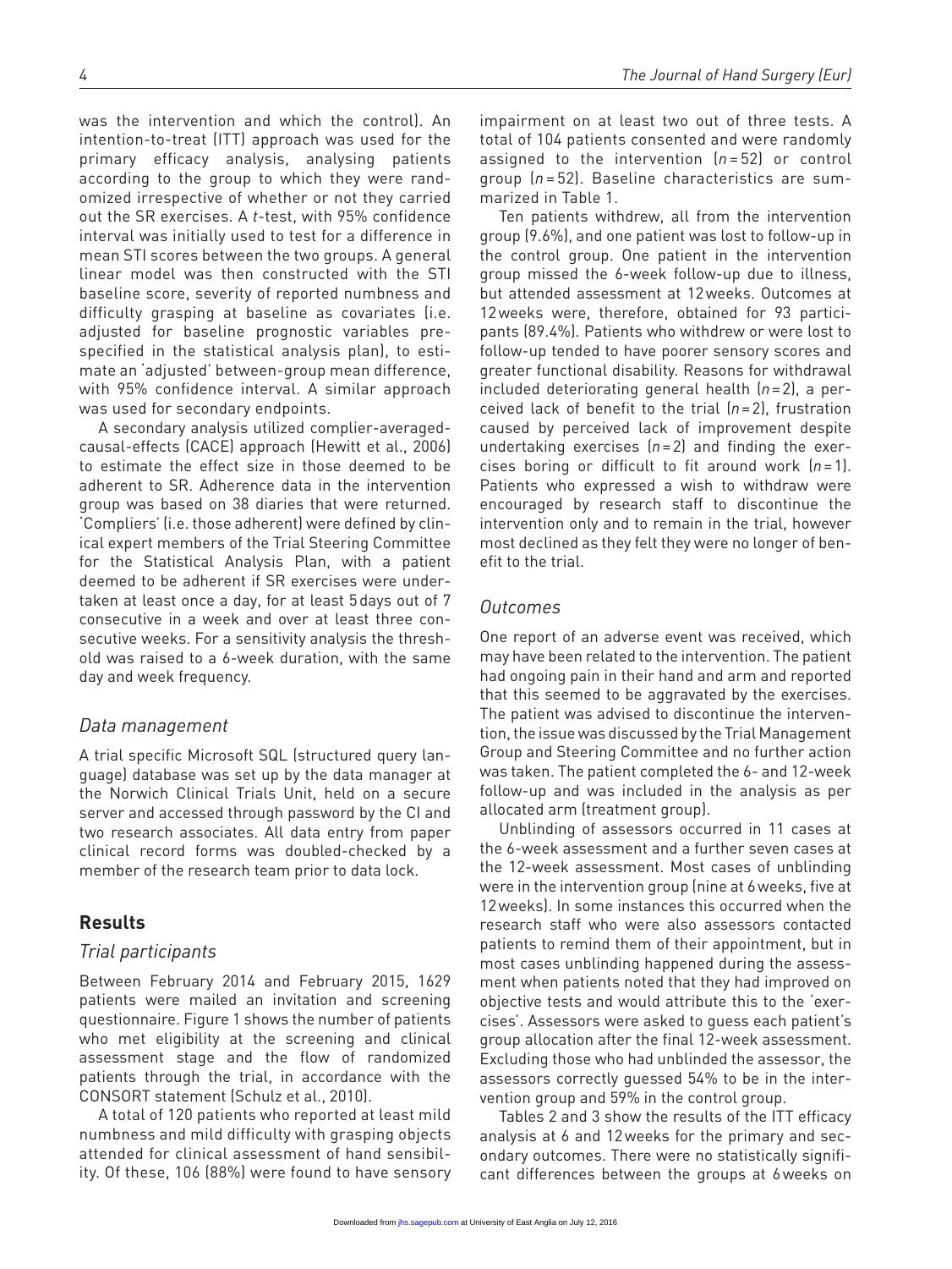was the intervention and which the control). An intention-to-treat (ITT) approach was used for the primary efficacy analysis, analysing patients according to the group to which they were randomized irrespective of whether or not they carried out the SR exercises. A *t*-test, with 95% confidence interval was initially used to test for a difference in mean STI scores between the two groups. A general linear model was then constructed with the STI baseline score, severity of reported numbness and difficulty grasping at baseline as covariates (i.e. adjusted for baseline prognostic variables prespecified in the statistical analysis plan), to estimate an 'adjusted' between-group mean difference, with 95% confidence interval. A similar approach was used for secondary endpoints.

A secondary analysis utilized complier-averaged-causal-effects (CACE) approach (Hewitt et al., 2006) to estimate the effect size in those deemed to be adherent to SR. Adherence data in the intervention group was based on 38 diaries that were returned. 'Compliers' (i.e. those adherent) were defined by clinical expert members of the Trial Steering Committee for the Statistical Analysis Plan, with a patient deemed to be adherent if SR exercises were undertaken at least once a day, for at least 5 days out of 7 consecutive in a week and over at least three consecutive weeks. For a sensitivity analysis the threshold was raised to a 6-week duration, with the same day and week frequency.

### *Data management*

A trial specific Microsoft SQL (structured query language) database was set up by the data manager at the Norwich Clinical Trials Unit, held on a secure server and accessed through password by the CI and two research associates. All data entry from paper clinical record forms was doubled-checked by a member of the research team prior to data lock.

## Results

### *Trial participants*

Between February 2014 and February 2015, 1629 patients were mailed an invitation and screening questionnaire. Figure 1 shows the number of patients who met eligibility at the screening and clinical assessment stage and the flow of randomized patients through the trial, in accordance with the CONSORT statement (Schulz et al., 2010).

A total of 120 patients who reported at least mild numbness and mild difficulty with grasping objects attended for clinical assessment of hand sensibility. Of these, 106 (88%) were found to have sensory impairment on at least two out of three tests. A total of 104 patients consented and were randomly assigned to the intervention ($n = 52$) or control group ($n = 52$). Baseline characteristics are summarized in Table 1.

Ten patients withdrew, all from the intervention group (9.6%), and one patient was lost to follow-up in the control group. One patient in the intervention group missed the 6-week follow-up due to illness, but attended assessment at 12 weeks. Outcomes at 12 weeks were, therefore, obtained for 93 participants (89.4%). Patients who withdrew or were lost to follow-up tended to have poorer sensory scores and greater functional disability. Reasons for withdrawal included deteriorating general health ($n = 2$), a perceived lack of benefit to the trial ($n = 2$), frustration caused by perceived lack of improvement despite undertaking exercises ($n = 2$) and finding the exercises boring or difficult to fit around work ($n = 1$). Patients who expressed a wish to withdraw were encouraged by research staff to discontinue the intervention only and to remain in the trial, however most declined as they felt they were no longer of benefit to the trial.

### *Outcomes*

One report of an adverse event was received, which may have been related to the intervention. The patient had ongoing pain in their hand and arm and reported that this seemed to be aggravated by the exercises. The patient was advised to discontinue the intervention, the issue was discussed by the Trial Management Group and Steering Committee and no further action was taken. The patient completed the 6- and 12-week follow-up and was included in the analysis as per allocated arm (treatment group).

Unblinding of assessors occurred in 11 cases at the 6-week assessment and a further seven cases at the 12-week assessment. Most cases of unblinding were in the intervention group (nine at 6 weeks, five at 12 weeks). In some instances this occurred when the research staff who were also assessors contacted patients to remind them of their appointment, but in most cases unblinding happened during the assessment when patients noted that they had improved on objective tests and would attribute this to the 'exercises'. Assessors were asked to guess each patient's group allocation after the final 12-week assessment. Excluding those who had unblinded the assessor, the assessors correctly guessed 54% to be in the intervention group and 59% in the control group.

Tables 2 and 3 show the results of the ITT efficacy analysis at 6 and 12 weeks for the primary and secondary outcomes. There were no statistically significant differences between the groups at 6 weeks on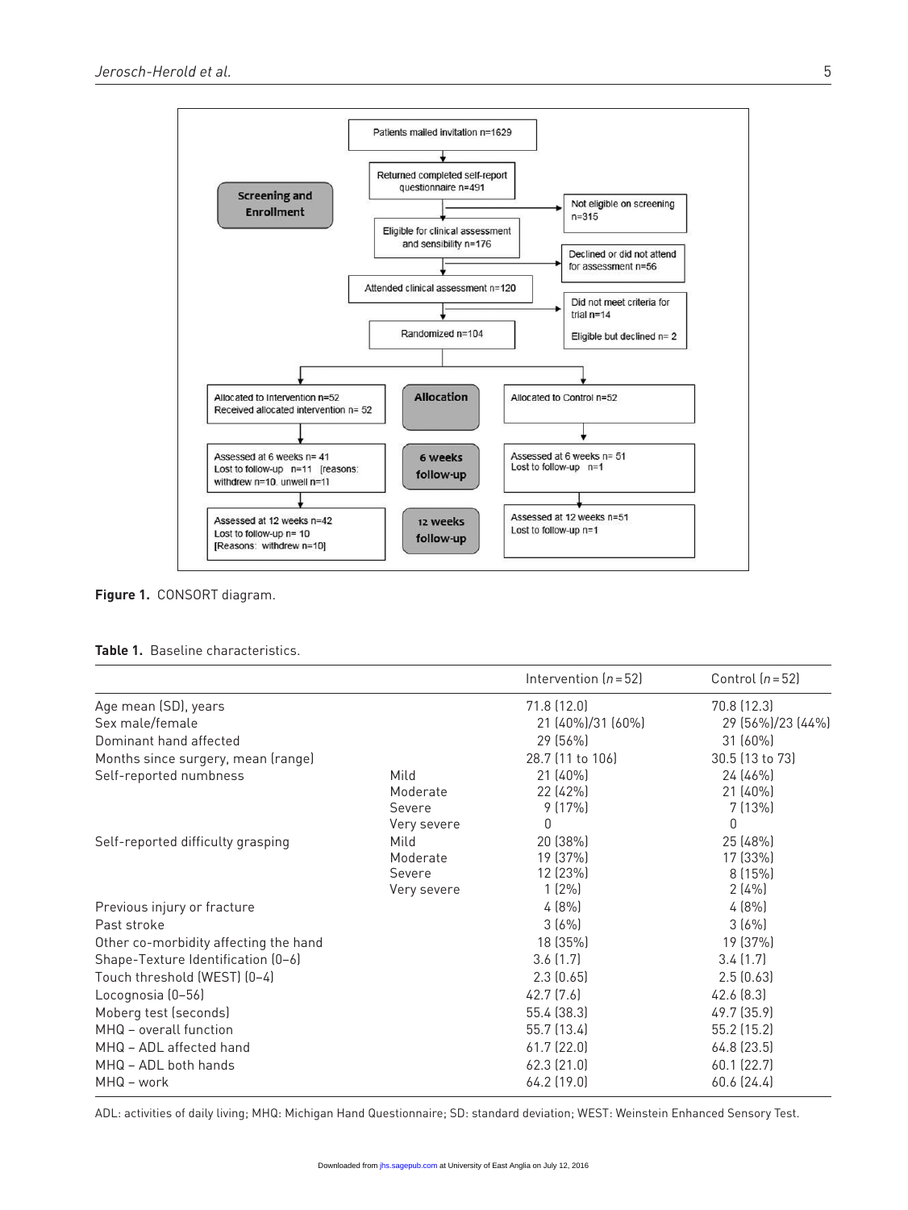Patients mailed invitation n=1629

Returned completed self-report questionnaire n=491

Not eligible on screening n=315

Eligible for clinical assessment and sensibility n=176

Declined or did not attend for assessment n=56

Attended clinical assessment n=120

Did not meet criteria for trial n=14

Eligible but declined n= 2

Randomized n=104

**Screening and Enrollment**

**Allocation**

Allocated to Intervention n=52
Received allocated intervention n= 52

Allocated to Control n=52

**6 weeks follow-up**

Assessed at 6 weeks n= 41
Lost to follow-up n=11 [reasons: withdrew n=10, unwell n=1]

Assessed at 6 weeks n= 51
Lost to follow-up n=1

**12 weeks follow-up**

Assessed at 12 weeks n=42
Lost to follow-up n= 10
[Reasons: withdrew n=10]

Assessed at 12 weeks n=51
Lost to follow-up n=1

**Figure 1.** CONSORT diagram.

**Table 1.** Baseline characteristics.

| | | Intervention (n = 52) | Control (n = 52) |
|---|---|---|---|
| Age mean (SD), years | | 71.8 (12.0) | 70.8 (12.3) |
| Sex male/female | | 21 (40%)/31 (60%) | 29 (56%)/23 (44%) |
| Dominant hand affected | | 29 (56%) | 31 (60%) |
| Months since surgery, mean (range) | | 28.7 (11 to 106) | 30.5 (13 to 73) |
| Self-reported numbness | Mild | 21 (40%) | 24 (46%) |
| | Moderate | 22 (42%) | 21 (40%) |
| | Severe | 9 (17%) | 7 (13%) |
| | Very severe | 0 | 0 |
| Self-reported difficulty grasping | Mild | 20 (38%) | 25 (48%) |
| | Moderate | 19 (37%) | 17 (33%) |
| | Severe | 12 (23%) | 8 (15%) |
| | Very severe | 1 (2%) | 2 (4%) |
| Previous injury or fracture | | 4 (8%) | 4 (8%) |
| Past stroke | | 3 (6%) | 3 (6%) |
| Other co-morbidity affecting the hand | | 18 (35%) | 19 (37%) |
| Shape-Texture Identification (0–6) | | 3.6 (1.7) | 3.4 (1.7) |
| Touch threshold (WEST) (0–4) | | 2.3 (0.65) | 2.5 (0.63) |
| Locognosia (0–56) | | 42.7 (7.6) | 42.6 (8.3) |
| Moberg test (seconds) | | 55.4 (38.3) | 49.7 (35.9) |
| MHQ – overall function | | 55.7 (13.4) | 55.2 (15.2) |
| MHQ – ADL affected hand | | 61.7 (22.0) | 64.8 (23.5) |
| MHQ – ADL both hands | | 62.3 (21.0) | 60.1 (22.7) |
| MHQ – work | | 64.2 (19.0) | 60.6 (24.4) |

ADL: activities of daily living; MHQ: Michigan Hand Questionnaire; SD: standard deviation; WEST: Weinstein Enhanced Sensory Test.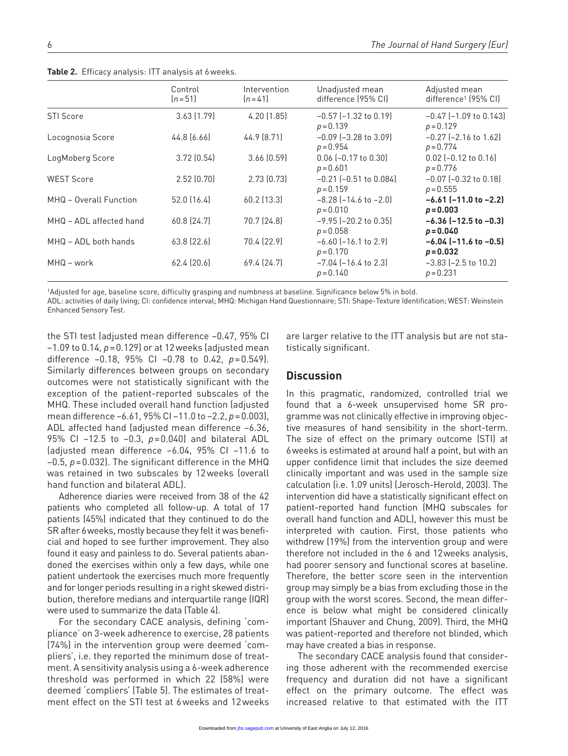**Table 2.** Efficacy analysis: ITT analysis at 6 weeks.

| | Control (n = 51) | Intervention (n = 41) | Unadjusted mean difference (95% CI) | Adjusted mean difference[1] (95% CI) |
|---|---|---|---|---|
| STI Score | 3.63 (1.79) | 4.20 (1.85) | −0.57 (−1.32 to 0.19) $p = 0.139$ | −0.47 (−1.09 to 0.143) $p = 0.129$ |
| Locognosia Score | 44.8 (6.66) | 44.9 (8.71) | −0.09 (−3.28 to 3.09) $p = 0.954$ | −0.27 (−2.16 to 1.62) $p = 0.774$ |
| LogMoberg Score | 3.72 (0.54) | 3.66 (0.59) | 0.06 (−0.17 to 0.30) $p = 0.601$ | 0.02 (−0.12 to 0.16) $p = 0.776$ |
| WEST Score | 2.52 (0.70) | 2.73 (0.73) | −0.21 (−0.51 to 0.084) $p = 0.159$ | −0.07 (−0.32 to 0.18) $p = 0.555$ |
| MHQ – Overall Function | 52.0 (16.4) | 60.2 (13.3) | −8.28 (−14.6 to −2.0) $p = 0.010$ | **−6.61 (−11.0 to −2.2) $p = 0.003$** |
| MHQ – ADL affected hand | 60.8 (24.7) | 70.7 (24.8) | −9.95 (−20.2 to 0.35) $p = 0.058$ | **−6.36 (−12.5 to −0.3) $p = 0.040$** |
| MHQ – ADL both hands | 63.8 (22.6) | 70.4 (22.9) | −6.60 (−16.1 to 2.9) $p = 0.170$ | **−6.04 (−11.6 to −0.5) $p = 0.032$** |
| MHQ – work | 62.4 (20.6) | 69.4 (24.7) | −7.04 (−16.4 to 2.3) $p = 0.140$ | −3.83 (−2.5 to 10.2) $p = 0.231$ |

[1]Adjusted for age, baseline score, difficulty grasping and numbness at baseline. Significance below 5% in bold.
ADL: activities of daily living; CI: confidence interval; MHQ: Michigan Hand Questionnaire; STI: Shape-Texture Identification; WEST: Weinstein Enhanced Sensory Test.

the STI test (adjusted mean difference −0.47, 95% CI −1.09 to 0.14, $p = 0.129$) or at 12 weeks (adjusted mean difference −0.18, 95% CI −0.78 to 0.42, $p = 0.549$). Similarly differences between groups on secondary outcomes were not statistically significant with the exception of the patient-reported subscales of the MHQ. These included overall hand function (adjusted mean difference −6.61, 95% CI −11.0 to −2.2, $p = 0.003$), ADL affected hand (adjusted mean difference −6.36, 95% CI −12.5 to −0.3, $p = 0.040$) and bilateral ADL (adjusted mean difference −6.04, 95% CI −11.6 to −0.5, $p = 0.032$). The significant difference in the MHQ was retained in two subscales by 12 weeks (overall hand function and bilateral ADL).

Adherence diaries were received from 38 of the 42 patients who completed all follow-up. A total of 17 patients (45%) indicated that they continued to do the SR after 6 weeks, mostly because they felt it was beneficial and hoped to see further improvement. They also found it easy and painless to do. Several patients abandoned the exercises within only a few days, while one patient undertook the exercises much more frequently and for longer periods resulting in a right skewed distribution, therefore medians and interquartile range (IQR) were used to summarize the data (Table 4).

For the secondary CACE analysis, defining 'compliance' on 3-week adherence to exercise, 28 patients (74%) in the intervention group were deemed 'compliers', i.e. they reported the minimum dose of treatment. A sensitivity analysis using a 6-week adherence threshold was performed in which 22 (58%) were deemed 'compliers' (Table 5). The estimates of treatment effect on the STI test at 6 weeks and 12 weeks are larger relative to the ITT analysis but are not statistically significant.

## Discussion

In this pragmatic, randomized, controlled trial we found that a 6-week unsupervised home SR programme was not clinically effective in improving objective measures of hand sensibility in the short-term. The size of effect on the primary outcome (STI) at 6 weeks is estimated at around half a point, but with an upper confidence limit that includes the size deemed clinically important and was used in the sample size calculation (i.e. 1.09 units) (Jerosch-Herold, 2003). The intervention did have a statistically significant effect on patient-reported hand function (MHQ subscales for overall hand function and ADL), however this must be interpreted with caution. First, those patients who withdrew (19%) from the intervention group and were therefore not included in the 6 and 12 weeks analysis, had poorer sensory and functional scores at baseline. Therefore, the better score seen in the intervention group may simply be a bias from excluding those in the group with the worst scores. Second, the mean difference is below what might be considered clinically important (Shauver and Chung, 2009). Third, the MHQ was patient-reported and therefore not blinded, which may have created a bias in response.

The secondary CACE analysis found that considering those adherent with the recommended exercise frequency and duration did not have a significant effect on the primary outcome. The effect was increased relative to that estimated with the ITT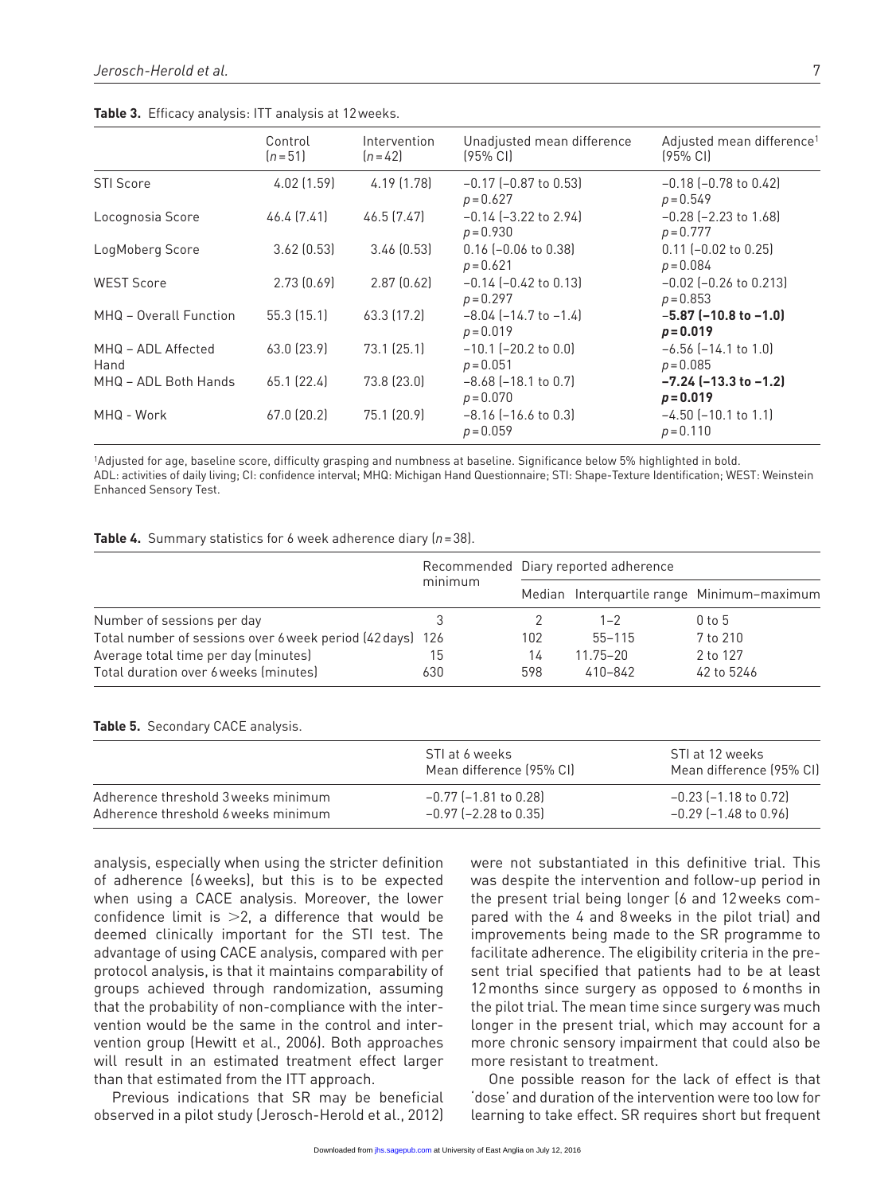**Table 3.** Efficacy analysis: ITT analysis at 12 weeks.

| | Control ($n$ = 51) | Intervention ($n$ = 42) | Unadjusted mean difference (95% CI) | Adjusted mean difference[1] (95% CI) |
|---|---|---|---|---|
| STI Score | 4.02 (1.59) | 4.19 (1.78) | −0.17 (−0.87 to 0.53) $p$ = 0.627 | −0.18 (−0.78 to 0.42) $p$ = 0.549 |
| Locognosia Score | 46.4 (7.41) | 46.5 (7.47) | −0.14 (−3.22 to 2.94) $p$ = 0.930 | −0.28 (−2.23 to 1.68) $p$ = 0.777 |
| LogMoberg Score | 3.62 (0.53) | 3.46 (0.53) | 0.16 (−0.06 to 0.38) $p$ = 0.621 | 0.11 (−0.02 to 0.25) $p$ = 0.084 |
| WEST Score | 2.73 (0.69) | 2.87 (0.62) | −0.14 (−0.42 to 0.13) $p$ = 0.297 | −0.02 (−0.26 to 0.213) $p$ = 0.853 |
| MHQ – Overall Function | 55.3 (15.1) | 63.3 (17.2) | −8.04 (−14.7 to −1.4) $p$ = 0.019 | **−5.87 (−10.8 to −1.0) $p$ = 0.019** |
| MHQ – ADL Affected Hand | 63.0 (23.9) | 73.1 (25.1) | −10.1 (−20.2 to 0.0) $p$ = 0.051 | −6.56 (−14.1 to 1.0) $p$ = 0.085 |
| MHQ – ADL Both Hands | 65.1 (22.4) | 73.8 (23.0) | −8.68 (−18.1 to 0.7) $p$ = 0.070 | **−7.24 (−13.3 to −1.2) $p$ = 0.019** |
| MHQ - Work | 67.0 (20.2) | 75.1 (20.9) | −8.16 (−16.6 to 0.3) $p$ = 0.059 | −4.50 (−10.1 to 1.1) $p$ = 0.110 |

[1]Adjusted for age, baseline score, difficulty grasping and numbness at baseline. Significance below 5% highlighted in bold.
ADL: activities of daily living; CI: confidence interval; MHQ: Michigan Hand Questionnaire; STI: Shape-Texture Identification; WEST: Weinstein Enhanced Sensory Test.

**Table 4.** Summary statistics for 6 week adherence diary ($n$ = 38).

| | Recommended minimum | Diary reported adherence | | |
|---|---|---|---|---|
| | | Median | Interquartile range | Minimum–maximum |
| Number of sessions per day | 3 | 2 | 1–2 | 0 to 5 |
| Total number of sessions over 6 week period (42 days) | 126 | 102 | 55–115 | 7 to 210 |
| Average total time per day (minutes) | 15 | 14 | 11.75–20 | 2 to 127 |
| Total duration over 6 weeks (minutes) | 630 | 598 | 410–842 | 42 to 5246 |

**Table 5.** Secondary CACE analysis.

| | STI at 6 weeks Mean difference (95% CI) | STI at 12 weeks Mean difference (95% CI) |
|---|---|---|
| Adherence threshold 3 weeks minimum | −0.77 (−1.81 to 0.28) | −0.23 (−1.18 to 0.72) |
| Adherence threshold 6 weeks minimum | −0.97 (−2.28 to 0.35) | −0.29 (−1.48 to 0.96) |

analysis, especially when using the stricter definition of adherence (6 weeks), but this is to be expected when using a CACE analysis. Moreover, the lower confidence limit is >2, a difference that would be deemed clinically important for the STI test. The advantage of using CACE analysis, compared with per protocol analysis, is that it maintains comparability of groups achieved through randomization, assuming that the probability of non-compliance with the intervention would be the same in the control and intervention group (Hewitt et al., 2006). Both approaches will result in an estimated treatment effect larger than that estimated from the ITT approach.

Previous indications that SR may be beneficial observed in a pilot study (Jerosch-Herold et al., 2012) were not substantiated in this definitive trial. This was despite the intervention and follow-up period in the present trial being longer (6 and 12 weeks compared with the 4 and 8 weeks in the pilot trial) and improvements being made to the SR programme to facilitate adherence. The eligibility criteria in the present trial specified that patients had to be at least 12 months since surgery as opposed to 6 months in the pilot trial. The mean time since surgery was much longer in the present trial, which may account for a more chronic sensory impairment that could also be more resistant to treatment.

One possible reason for the lack of effect is that 'dose' and duration of the intervention were too low for learning to take effect. SR requires short but frequent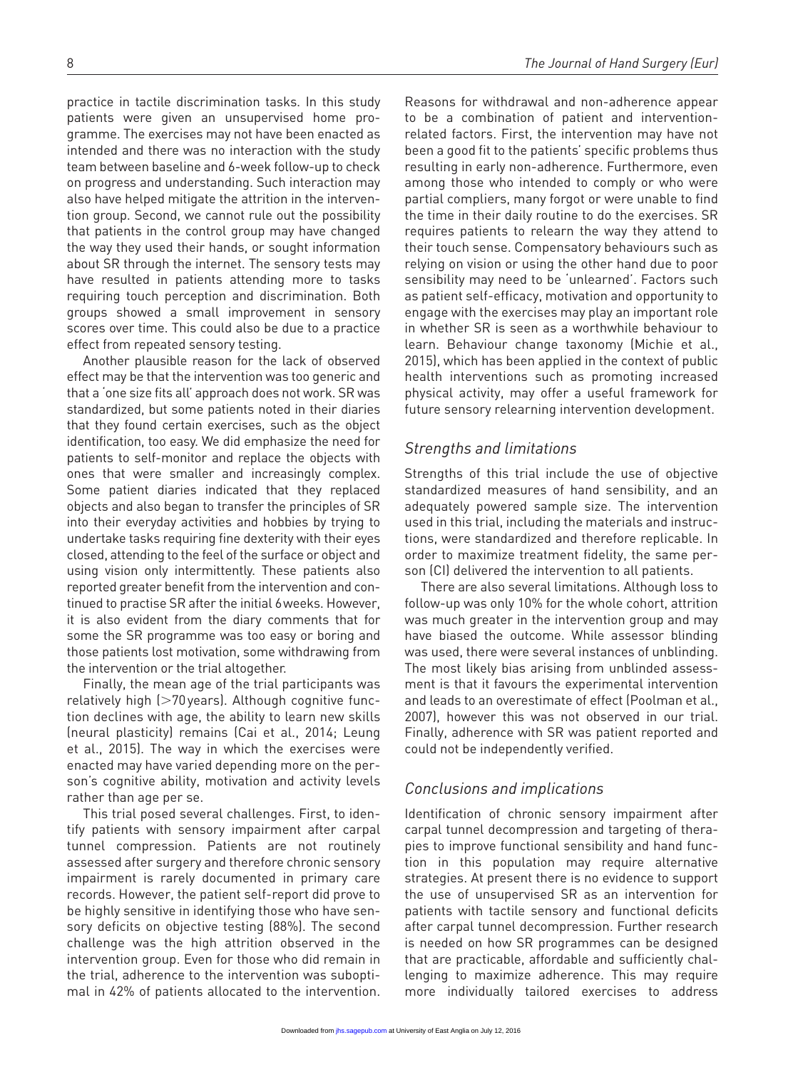practice in tactile discrimination tasks. In this study patients were given an unsupervised home programme. The exercises may not have been enacted as intended and there was no interaction with the study team between baseline and 6-week follow-up to check on progress and understanding. Such interaction may also have helped mitigate the attrition in the intervention group. Second, we cannot rule out the possibility that patients in the control group may have changed the way they used their hands, or sought information about SR through the internet. The sensory tests may have resulted in patients attending more to tasks requiring touch perception and discrimination. Both groups showed a small improvement in sensory scores over time. This could also be due to a practice effect from repeated sensory testing.

Another plausible reason for the lack of observed effect may be that the intervention was too generic and that a 'one size fits all' approach does not work. SR was standardized, but some patients noted in their diaries that they found certain exercises, such as the object identification, too easy. We did emphasize the need for patients to self-monitor and replace the objects with ones that were smaller and increasingly complex. Some patient diaries indicated that they replaced objects and also began to transfer the principles of SR into their everyday activities and hobbies by trying to undertake tasks requiring fine dexterity with their eyes closed, attending to the feel of the surface or object and using vision only intermittently. These patients also reported greater benefit from the intervention and continued to practise SR after the initial 6 weeks. However, it is also evident from the diary comments that for some the SR programme was too easy or boring and those patients lost motivation, some withdrawing from the intervention or the trial altogether.

Finally, the mean age of the trial participants was relatively high (>70 years). Although cognitive function declines with age, the ability to learn new skills (neural plasticity) remains (Cai et al., 2014; Leung et al., 2015). The way in which the exercises were enacted may have varied depending more on the person's cognitive ability, motivation and activity levels rather than age per se.

This trial posed several challenges. First, to identify patients with sensory impairment after carpal tunnel compression. Patients are not routinely assessed after surgery and therefore chronic sensory impairment is rarely documented in primary care records. However, the patient self-report did prove to be highly sensitive in identifying those who have sensory deficits on objective testing (88%). The second challenge was the high attrition observed in the intervention group. Even for those who did remain in the trial, adherence to the intervention was suboptimal in 42% of patients allocated to the intervention. Reasons for withdrawal and non-adherence appear to be a combination of patient and intervention-related factors. First, the intervention may have not been a good fit to the patients' specific problems thus resulting in early non-adherence. Furthermore, even among those who intended to comply or who were partial compliers, many forgot or were unable to find the time in their daily routine to do the exercises. SR requires patients to relearn the way they attend to their touch sense. Compensatory behaviours such as relying on vision or using the other hand due to poor sensibility may need to be 'unlearned'. Factors such as patient self-efficacy, motivation and opportunity to engage with the exercises may play an important role in whether SR is seen as a worthwhile behaviour to learn. Behaviour change taxonomy (Michie et al., 2015), which has been applied in the context of public health interventions such as promoting increased physical activity, may offer a useful framework for future sensory relearning intervention development.

## *Strengths and limitations*

Strengths of this trial include the use of objective standardized measures of hand sensibility, and an adequately powered sample size. The intervention used in this trial, including the materials and instructions, were standardized and therefore replicable. In order to maximize treatment fidelity, the same person (CI) delivered the intervention to all patients.

There are also several limitations. Although loss to follow-up was only 10% for the whole cohort, attrition was much greater in the intervention group and may have biased the outcome. While assessor blinding was used, there were several instances of unblinding. The most likely bias arising from unblinded assessment is that it favours the experimental intervention and leads to an overestimate of effect (Poolman et al., 2007), however this was not observed in our trial. Finally, adherence with SR was patient reported and could not be independently verified.

## *Conclusions and implications*

Identification of chronic sensory impairment after carpal tunnel decompression and targeting of therapies to improve functional sensibility and hand function in this population may require alternative strategies. At present there is no evidence to support the use of unsupervised SR as an intervention for patients with tactile sensory and functional deficits after carpal tunnel decompression. Further research is needed on how SR programmes can be designed that are practicable, affordable and sufficiently challenging to maximize adherence. This may require more individually tailored exercises to address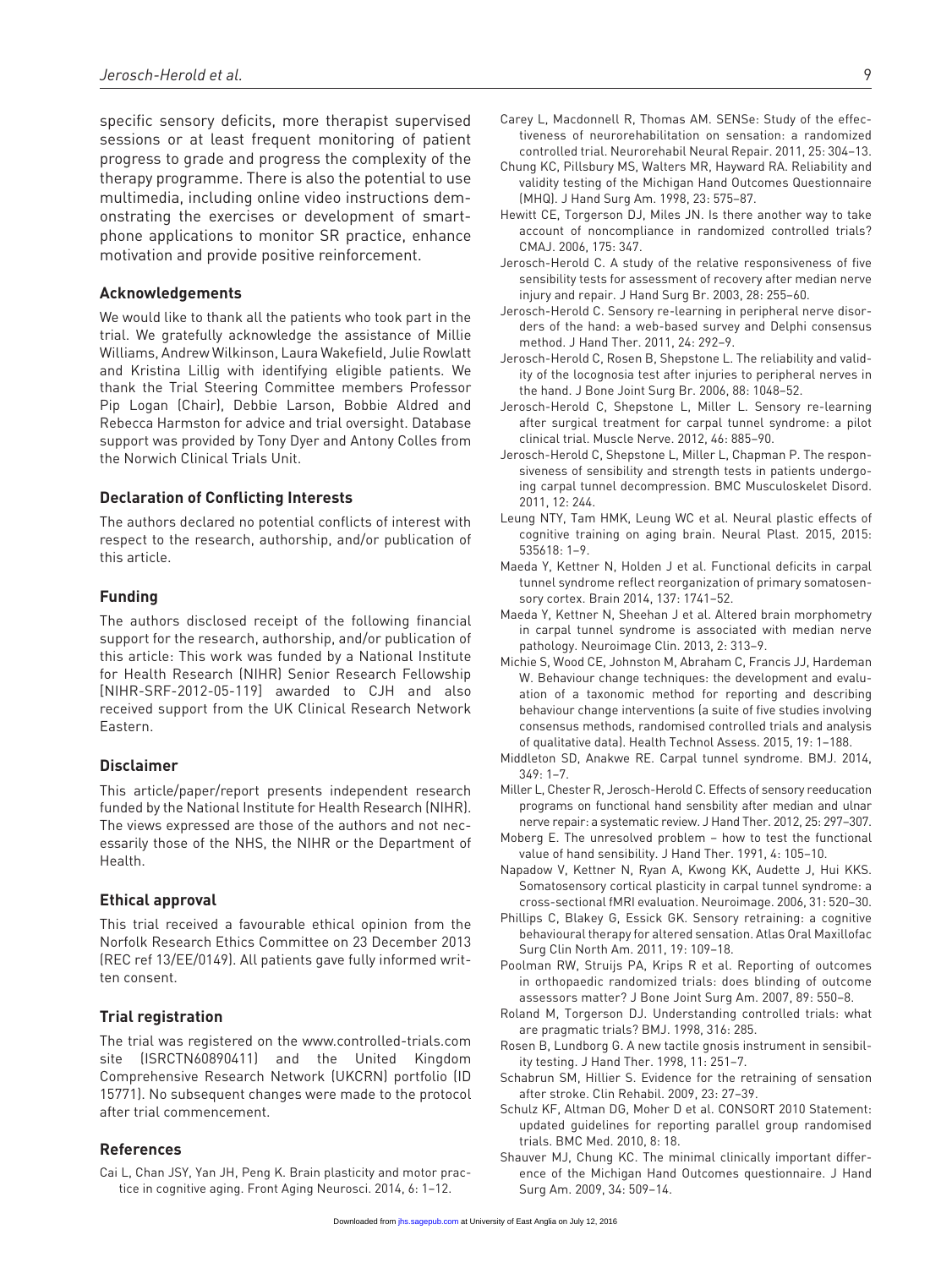specific sensory deficits, more therapist supervised sessions or at least frequent monitoring of patient progress to grade and progress the complexity of the therapy programme. There is also the potential to use multimedia, including online video instructions demonstrating the exercises or development of smartphone applications to monitor SR practice, enhance motivation and provide positive reinforcement.

## Acknowledgements

We would like to thank all the patients who took part in the trial. We gratefully acknowledge the assistance of Millie Williams, Andrew Wilkinson, Laura Wakefield, Julie Rowlatt and Kristina Lillig with identifying eligible patients. We thank the Trial Steering Committee members Professor Pip Logan (Chair), Debbie Larson, Bobbie Aldred and Rebecca Harmston for advice and trial oversight. Database support was provided by Tony Dyer and Antony Colles from the Norwich Clinical Trials Unit.

## Declaration of Conflicting Interests

The authors declared no potential conflicts of interest with respect to the research, authorship, and/or publication of this article.

## Funding

The authors disclosed receipt of the following financial support for the research, authorship, and/or publication of this article: This work was funded by a National Institute for Health Research (NIHR) Senior Research Fellowship [NIHR-SRF-2012-05-119] awarded to CJH and also received support from the UK Clinical Research Network Eastern.

## Disclaimer

This article/paper/report presents independent research funded by the National Institute for Health Research (NIHR). The views expressed are those of the authors and not necessarily those of the NHS, the NIHR or the Department of Health.

## Ethical approval

This trial received a favourable ethical opinion from the Norfolk Research Ethics Committee on 23 December 2013 (REC ref 13/EE/0149). All patients gave fully informed written consent.

## Trial registration

The trial was registered on the www.controlled-trials.com site (ISRCTN60890411) and the United Kingdom Comprehensive Research Network (UKCRN) portfolio (ID 15771). No subsequent changes were made to the protocol after trial commencement.

## References

Cai L, Chan JSY, Yan JH, Peng K. Brain plasticity and motor practice in cognitive aging. Front Aging Neurosci. 2014, 6: 1–12.

Carey L, Macdonnell R, Thomas AM. SENSe: Study of the effectiveness of neurorehabilitation on sensation: a randomized controlled trial. Neurorehabil Neural Repair. 2011, 25: 304–13.

Chung KC, Pillsbury MS, Walters MR, Hayward RA. Reliability and validity testing of the Michigan Hand Outcomes Questionnaire (MHQ). J Hand Surg Am. 1998, 23: 575–87.

Hewitt CE, Torgerson DJ, Miles JN. Is there another way to take account of noncompliance in randomized controlled trials? CMAJ. 2006, 175: 347.

Jerosch-Herold C. A study of the relative responsiveness of five sensibility tests for assessment of recovery after median nerve injury and repair. J Hand Surg Br. 2003, 28: 255–60.

Jerosch-Herold C. Sensory re-learning in peripheral nerve disorders of the hand: a web-based survey and Delphi consensus method. J Hand Ther. 2011, 24: 292–9.

Jerosch-Herold C, Rosen B, Shepstone L. The reliability and validity of the locognosia test after injuries to peripheral nerves in the hand. J Bone Joint Surg Br. 2006, 88: 1048–52.

Jerosch-Herold C, Shepstone L, Miller L. Sensory re-learning after surgical treatment for carpal tunnel syndrome: a pilot clinical trial. Muscle Nerve. 2012, 46: 885–90.

Jerosch-Herold C, Shepstone L, Miller L, Chapman P. The responsiveness of sensibility and strength tests in patients undergoing carpal tunnel decompression. BMC Musculoskelet Disord. 2011, 12: 244.

Leung NTY, Tam HMK, Leung WC et al. Neural plastic effects of cognitive training on aging brain. Neural Plast. 2015, 2015: 535618: 1–9.

Maeda Y, Kettner N, Holden J et al. Functional deficits in carpal tunnel syndrome reflect reorganization of primary somatosensory cortex. Brain 2014, 137: 1741–52.

Maeda Y, Kettner N, Sheehan J et al. Altered brain morphometry in carpal tunnel syndrome is associated with median nerve pathology. Neuroimage Clin. 2013, 2: 313–9.

Michie S, Wood CE, Johnston M, Abraham C, Francis JJ, Hardeman W. Behaviour change techniques: the development and evaluation of a taxonomic method for reporting and describing behaviour change interventions (a suite of five studies involving consensus methods, randomised controlled trials and analysis of qualitative data). Health Technol Assess. 2015, 19: 1–188.

Middleton SD, Anakwe RE. Carpal tunnel syndrome. BMJ. 2014, 349: 1–7.

Miller L, Chester R, Jerosch-Herold C. Effects of sensory reeducation programs on functional hand sensbility after median and ulnar nerve repair: a systematic review. J Hand Ther. 2012, 25: 297–307.

Moberg E. The unresolved problem – how to test the functional value of hand sensibility. J Hand Ther. 1991, 4: 105–10.

Napadow V, Kettner N, Ryan A, Kwong KK, Audette J, Hui KKS. Somatosensory cortical plasticity in carpal tunnel syndrome: a cross-sectional fMRI evaluation. Neuroimage. 2006, 31: 520–30.

Phillips C, Blakey G, Essick GK. Sensory retraining: a cognitive behavioural therapy for altered sensation. Atlas Oral Maxillofac Surg Clin North Am. 2011, 19: 109–18.

Poolman RW, Struijs PA, Krips R et al. Reporting of outcomes in orthopaedic randomized trials: does blinding of outcome assessors matter? J Bone Joint Surg Am. 2007, 89: 550–8.

Roland M, Torgerson DJ. Understanding controlled trials: what are pragmatic trials? BMJ. 1998, 316: 285.

Rosen B, Lundborg G. A new tactile gnosis instrument in sensibility testing. J Hand Ther. 1998, 11: 251–7.

Schabrun SM, Hillier S. Evidence for the retraining of sensation after stroke. Clin Rehabil. 2009, 23: 27–39.

Schulz KF, Altman DG, Moher D et al. CONSORT 2010 Statement: updated guidelines for reporting parallel group randomised trials. BMC Med. 2010, 8: 18.

Shauver MJ, Chung KC. The minimal clinically important difference of the Michigan Hand Outcomes questionnaire. J Hand Surg Am. 2009, 34: 509–14.